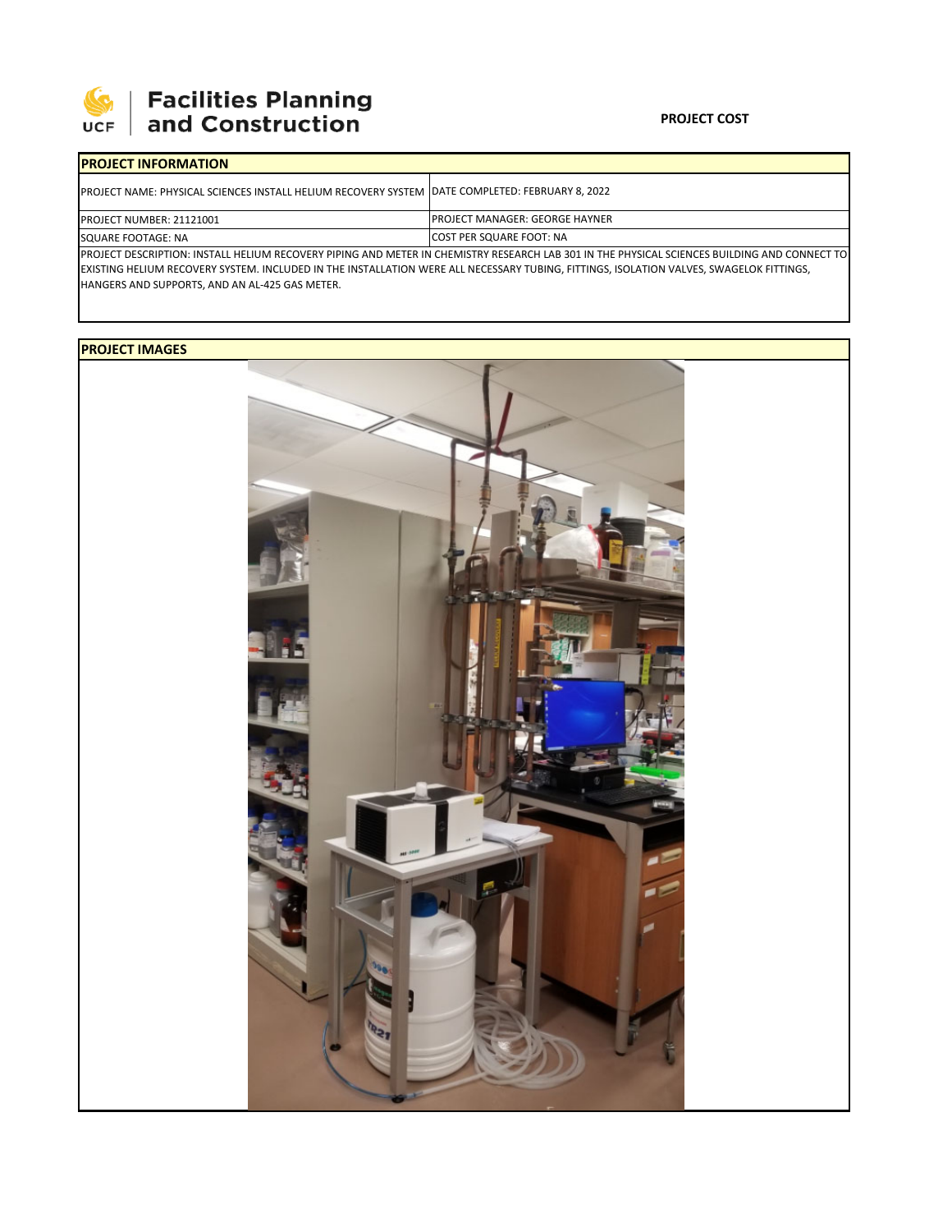**Facilities Planning and Construction**

**PROJECT COST**

| **PROJECT INFORMATION** | |
|---|---|
| PROJECT NAME: PHYSICAL SCIENCES INSTALL HELIUM RECOVERY SYSTEM | DATE COMPLETED: FEBRUARY 8, 2022 |
| PROJECT NUMBER: 21121001 | PROJECT MANAGER: GEORGE HAYNER |
| SQUARE FOOTAGE: NA | COST PER SQUARE FOOT: NA |

PROJECT DESCRIPTION: INSTALL HELIUM RECOVERY PIPING AND METER IN CHEMISTRY RESEARCH LAB 301 IN THE PHYSICAL SCIENCES BUILDING AND CONNECT TO EXISTING HELIUM RECOVERY SYSTEM. INCLUDED IN THE INSTALLATION WERE ALL NECESSARY TUBING, FITTINGS, ISOLATION VALVES, SWAGELOK FITTINGS, HANGERS AND SUPPORTS, AND AN AL-425 GAS METER.

**PROJECT IMAGES**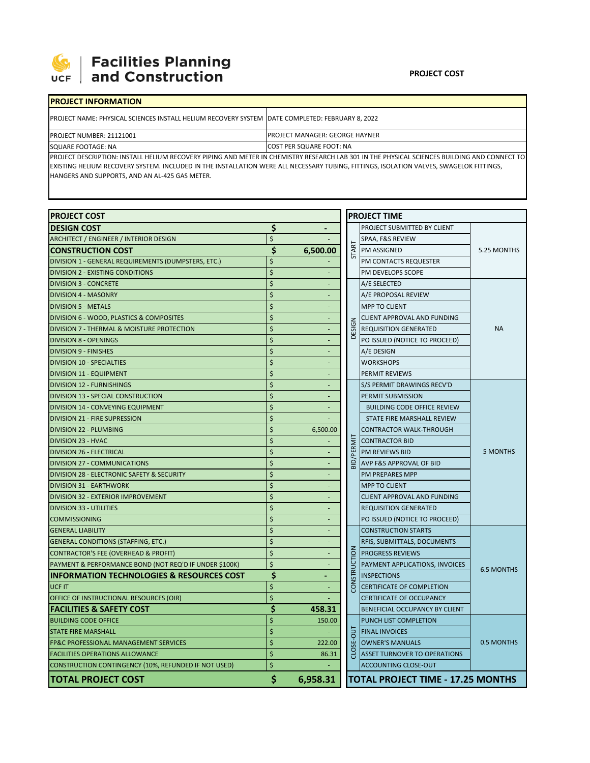UCF | Facilities Planning and Construction

**PROJECT COST**

| PROJECT INFORMATION | |
|---|---|
| PROJECT NAME: PHYSICAL SCIENCES INSTALL HELIUM RECOVERY SYSTEM | DATE COMPLETED: FEBRUARY 8, 2022 |
| PROJECT NUMBER: 21121001 | PROJECT MANAGER: GEORGE HAYNER |
| SQUARE FOOTAGE: NA | COST PER SQUARE FOOT: NA |

PROJECT DESCRIPTION: INSTALL HELIUM RECOVERY PIPING AND METER IN CHEMISTRY RESEARCH LAB 301 IN THE PHYSICAL SCIENCES BUILDING AND CONNECT TO EXISTING HELIUM RECOVERY SYSTEM. INCLUDED IN THE INSTALLATION WERE ALL NECESSARY TUBING, FITTINGS, ISOLATION VALVES, SWAGELOK FITTINGS, HANGERS AND SUPPORTS, AND AN AL-425 GAS METER.

| PROJECT COST | | |
|---|---|---|
| **DESIGN COST** | **$** | **-** |
| ARCHITECT / ENGINEER / INTERIOR DESIGN | $ | - |
| **CONSTRUCTION COST** | **$** | **6,500.00** |
| DIVISION 1 - GENERAL REQUIREMENTS (DUMPSTERS, ETC.) | $ | - |
| DIVISION 2 - EXISTING CONDITIONS | $ | - |
| DIVISION 3 - CONCRETE | $ | - |
| DIVISION 4 - MASONRY | $ | - |
| DIVISION 5 - METALS | $ | - |
| DIVISION 6 - WOOD, PLASTICS & COMPOSITES | $ | - |
| DIVISION 7 - THERMAL & MOISTURE PROTECTION | $ | - |
| DIVISION 8 - OPENINGS | $ | - |
| DIVISION 9 - FINISHES | $ | - |
| DIVISION 10 - SPECIALTIES | $ | - |
| DIVISION 11 - EQUIPMENT | $ | - |
| DIVISION 12 - FURNISHINGS | $ | - |
| DIVISION 13 - SPECIAL CONSTRUCTION | $ | - |
| DIVISION 14 - CONVEYING EQUIPMENT | $ | - |
| DIVISION 21 - FIRE SUPRESSION | $ | - |
| DIVISION 22 - PLUMBING | $ | 6,500.00 |
| DIVISION 23 - HVAC | $ | - |
| DIVISION 26 - ELECTRICAL | $ | - |
| DIVISION 27 - COMMUNICATIONS | $ | - |
| DIVISION 28 - ELECTRONIC SAFETY & SECURITY | $ | - |
| DIVISION 31 - EARTHWORK | $ | - |
| DIVISION 32 - EXTERIOR IMPROVEMENT | $ | - |
| DIVISION 33 - UTILITIES | $ | - |
| COMMISSIONING | $ | - |
| GENERAL LIABILITY | $ | - |
| GENERAL CONDITIONS (STAFFING, ETC.) | $ | - |
| CONTRACTOR'S FEE (OVERHEAD & PROFIT) | $ | - |
| PAYMENT & PERFORMANCE BOND (NOT REQ'D IF UNDER $100K) | $ | - |
| **INFORMATION TECHNOLOGIES & RESOURCES COST** | **$** | **-** |
| UCF IT | $ | - |
| OFFICE OF INSTRUCTIONAL RESOURCES (OIR) | $ | - |
| **FACILITIES & SAFETY COST** | **$** | **458.31** |
| BUILDING CODE OFFICE | $ | 150.00 |
| STATE FIRE MARSHALL | $ | - |
| FP&C PROFESSIONAL MANAGEMENT SERVICES | $ | 222.00 |
| FACILITIES OPERATIONS ALLOWANCE | $ | 86.31 |
| CONSTRUCTION CONTINGENCY (10%, REFUNDED IF NOT USED) | $ | - |
| **TOTAL PROJECT COST** | **$** | **6,958.31** |

| PROJECT TIME | | |
|---|---|---|
| START | PROJECT SUBMITTED BY CLIENT | 5.25 MONTHS |
| | SPAA, F&S REVIEW | |
| | PM ASSIGNED | |
| | PM CONTACTS REQUESTER | |
| | PM DEVELOPS SCOPE | |
| DESIGN | A/E SELECTED | NA |
| | A/E PROPOSAL REVIEW | |
| | MPP TO CLIENT | |
| | CLIENT APPROVAL AND FUNDING | |
| | REQUISITION GENERATED | |
| | PO ISSUED (NOTICE TO PROCEED) | |
| | A/E DESIGN | |
| | WORKSHOPS | |
| | PERMIT REVIEWS | |
| BID/PERMIT | S/S PERMIT DRAWINGS RECV'D | 5 MONTHS |
| | PERMIT SUBMISSION | |
| | BUILDING CODE OFFICE REVIEW | |
| | STATE FIRE MARSHALL REVIEW | |
| | CONTRACTOR WALK-THROUGH | |
| | CONTRACTOR BID | |
| | PM REVIEWS BID | |
| | AVP F&S APPROVAL OF BID | |
| | PM PREPARES MPP | |
| | MPP TO CLIENT | |
| | CLIENT APPROVAL AND FUNDING | |
| | REQUISITION GENERATED | |
| | PO ISSUED (NOTICE TO PROCEED) | |
| CONSTRUCTION | CONSTRUCTION STARTS | 6.5 MONTHS |
| | RFIS, SUBMITTALS, DOCUMENTS | |
| | PROGRESS REVIEWS | |
| | PAYMENT APPLICATIONS, INVOICES | |
| | INSPECTIONS | |
| | CERTIFICATE OF COMPLETION | |
| | CERTIFICATE OF OCCUPANCY | |
| | BENEFICIAL OCCUPANCY BY CLIENT | |
| CLOSE-OUT | PUNCH LIST COMPLETION | 0.5 MONTHS |
| | FINAL INVOICES | |
| | OWNER'S MANUALS | |
| | ASSET TURNOVER TO OPERATIONS | |
| | ACCOUNTING CLOSE-OUT | |
| **TOTAL PROJECT TIME - 17.25 MONTHS** | | |